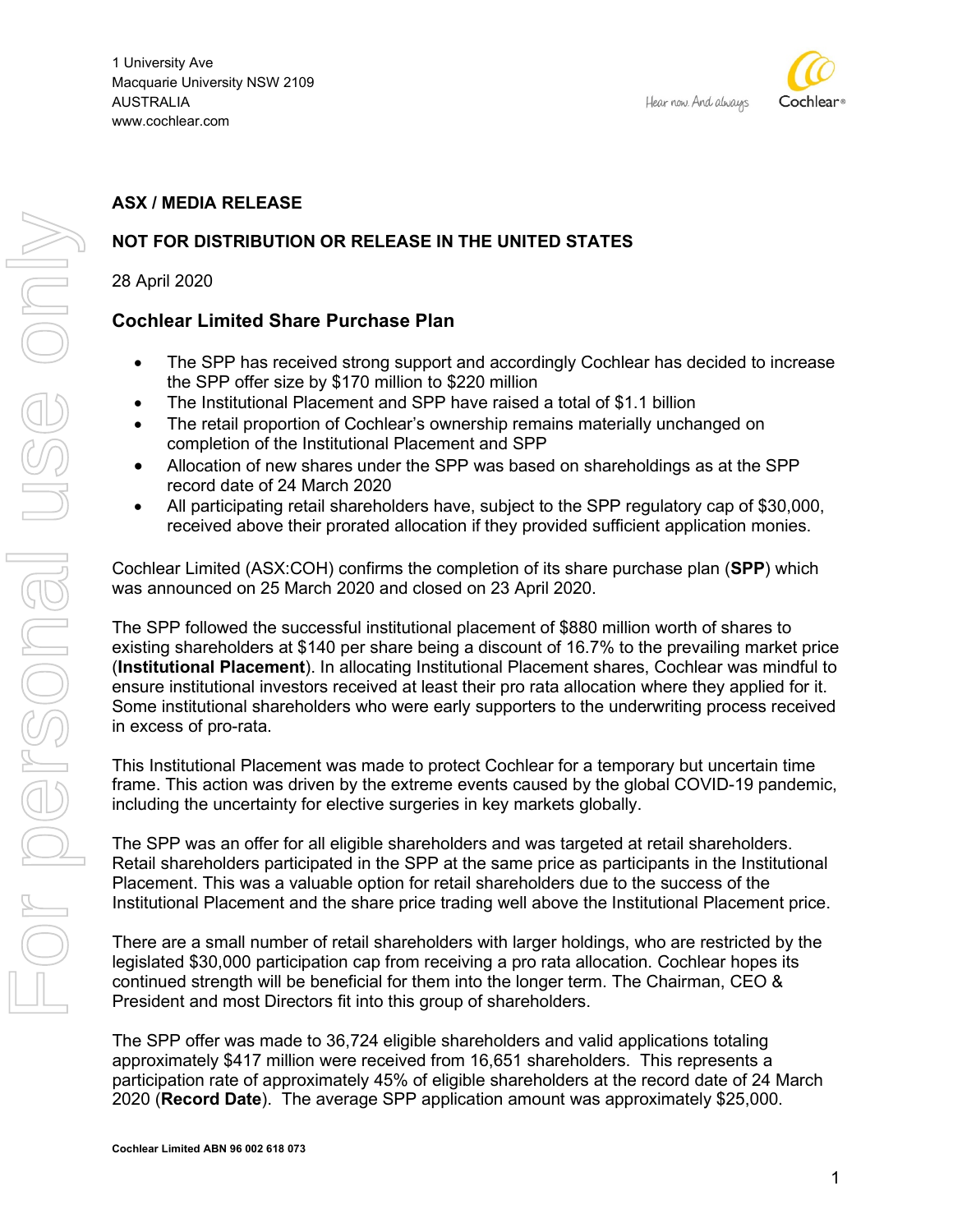1 University Ave
Macquarie University NSW 2109
AUSTRALIA
www.cochlear.com

**ASX / MEDIA RELEASE**

**NOT FOR DISTRIBUTION OR RELEASE IN THE UNITED STATES**

28 April 2020

## Cochlear Limited Share Purchase Plan

- The SPP has received strong support and accordingly Cochlear has decided to increase the SPP offer size by $170 million to $220 million
- The Institutional Placement and SPP have raised a total of $1.1 billion
- The retail proportion of Cochlear's ownership remains materially unchanged on completion of the Institutional Placement and SPP
- Allocation of new shares under the SPP was based on shareholdings as at the SPP record date of 24 March 2020
- All participating retail shareholders have, subject to the SPP regulatory cap of $30,000, received above their prorated allocation if they provided sufficient application monies.

Cochlear Limited (ASX:COH) confirms the completion of its share purchase plan (**SPP**) which was announced on 25 March 2020 and closed on 23 April 2020.

The SPP followed the successful institutional placement of $880 million worth of shares to existing shareholders at $140 per share being a discount of 16.7% to the prevailing market price (**Institutional Placement**). In allocating Institutional Placement shares, Cochlear was mindful to ensure institutional investors received at least their pro rata allocation where they applied for it. Some institutional shareholders who were early supporters to the underwriting process received in excess of pro-rata.

This Institutional Placement was made to protect Cochlear for a temporary but uncertain time frame. This action was driven by the extreme events caused by the global COVID-19 pandemic, including the uncertainty for elective surgeries in key markets globally.

The SPP was an offer for all eligible shareholders and was targeted at retail shareholders. Retail shareholders participated in the SPP at the same price as participants in the Institutional Placement. This was a valuable option for retail shareholders due to the success of the Institutional Placement and the share price trading well above the Institutional Placement price.

There are a small number of retail shareholders with larger holdings, who are restricted by the legislated $30,000 participation cap from receiving a pro rata allocation. Cochlear hopes its continued strength will be beneficial for them into the longer term. The Chairman, CEO & President and most Directors fit into this group of shareholders.

The SPP offer was made to 36,724 eligible shareholders and valid applications totaling approximately $417 million were received from 16,651 shareholders. This represents a participation rate of approximately 45% of eligible shareholders at the record date of 24 March 2020 (**Record Date**). The average SPP application amount was approximately $25,000.

**Cochlear Limited ABN 96 002 618 073**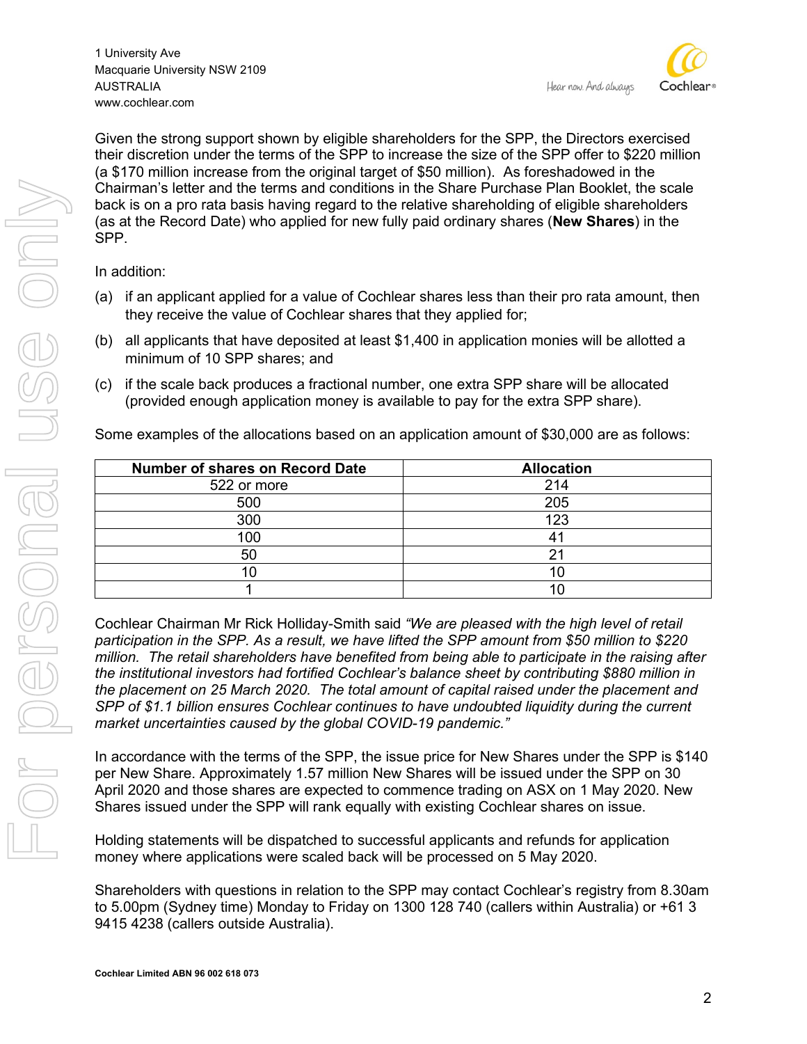Given the strong support shown by eligible shareholders for the SPP, the Directors exercised their discretion under the terms of the SPP to increase the size of the SPP offer to $220 million (a $170 million increase from the original target of $50 million). As foreshadowed in the Chairman's letter and the terms and conditions in the Share Purchase Plan Booklet, the scale back is on a pro rata basis having regard to the relative shareholding of eligible shareholders (as at the Record Date) who applied for new fully paid ordinary shares (**New Shares**) in the SPP.

In addition:

(a) if an applicant applied for a value of Cochlear shares less than their pro rata amount, then they receive the value of Cochlear shares that they applied for;

(b) all applicants that have deposited at least $1,400 in application monies will be allotted a minimum of 10 SPP shares; and

(c) if the scale back produces a fractional number, one extra SPP share will be allocated (provided enough application money is available to pay for the extra SPP share).

Some examples of the allocations based on an application amount of $30,000 are as follows:

| Number of shares on Record Date | Allocation |
|---|---|
| 522 or more | 214 |
| 500 | 205 |
| 300 | 123 |
| 100 | 41 |
| 50 | 21 |
| 10 | 10 |
| 1 | 10 |

Cochlear Chairman Mr Rick Holliday-Smith said *"We are pleased with the high level of retail participation in the SPP. As a result, we have lifted the SPP amount from $50 million to $220 million. The retail shareholders have benefited from being able to participate in the raising after the institutional investors had fortified Cochlear's balance sheet by contributing $880 million in the placement on 25 March 2020. The total amount of capital raised under the placement and SPP of $1.1 billion ensures Cochlear continues to have undoubted liquidity during the current market uncertainties caused by the global COVID-19 pandemic."*

In accordance with the terms of the SPP, the issue price for New Shares under the SPP is $140 per New Share. Approximately 1.57 million New Shares will be issued under the SPP on 30 April 2020 and those shares are expected to commence trading on ASX on 1 May 2020. New Shares issued under the SPP will rank equally with existing Cochlear shares on issue.

Holding statements will be dispatched to successful applicants and refunds for application money where applications were scaled back will be processed on 5 May 2020.

Shareholders with questions in relation to the SPP may contact Cochlear's registry from 8.30am to 5.00pm (Sydney time) Monday to Friday on 1300 128 740 (callers within Australia) or +61 3 9415 4238 (callers outside Australia).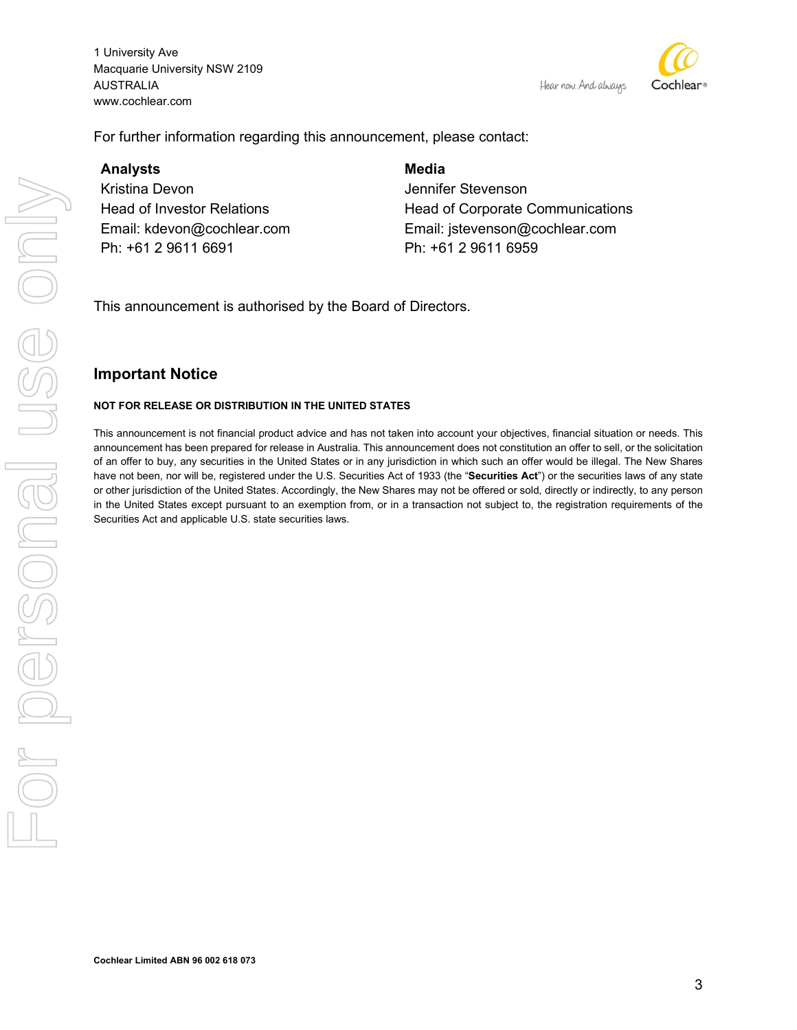1 University Ave
Macquarie University NSW 2109
AUSTRALIA
www.cochlear.com

Hear now. And always

Cochlear®

For further information regarding this announcement, please contact:

**Analysts**
Kristina Devon
Head of Investor Relations
Email: kdevon@cochlear.com
Ph: +61 2 9611 6691

**Media**
Jennifer Stevenson
Head of Corporate Communications
Email: jstevenson@cochlear.com
Ph: +61 2 9611 6959

This announcement is authorised by the Board of Directors.

## Important Notice

**NOT FOR RELEASE OR DISTRIBUTION IN THE UNITED STATES**

This announcement is not financial product advice and has not taken into account your objectives, financial situation or needs. This announcement has been prepared for release in Australia. This announcement does not constitution an offer to sell, or the solicitation of an offer to buy, any securities in the United States or in any jurisdiction in which such an offer would be illegal. The New Shares have not been, nor will be, registered under the U.S. Securities Act of 1933 (the "**Securities Act**") or the securities laws of any state or other jurisdiction of the United States. Accordingly, the New Shares may not be offered or sold, directly or indirectly, to any person in the United States except pursuant to an exemption from, or in a transaction not subject to, the registration requirements of the Securities Act and applicable U.S. state securities laws.

**Cochlear Limited ABN 96 002 618 073**